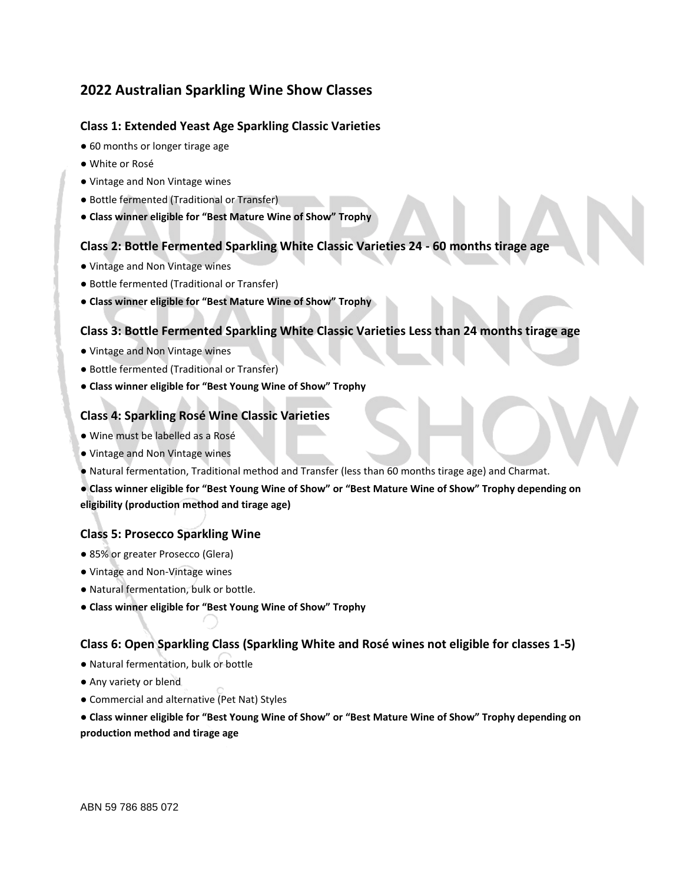## 2022 Australian Sparkling Wine Show Classes

### Class 1: Extended Yeast Age Sparkling Classic Varieties

- 60 months or longer tirage age
- White or Rosé
- Vintage and Non Vintage wines
- Bottle fermented (Traditional or Transfer)
- **Class winner eligible for "Best Mature Wine of Show" Trophy**

### Class 2: Bottle Fermented Sparkling White Classic Varieties 24 - 60 months tirage age

- Vintage and Non Vintage wines
- Bottle fermented (Traditional or Transfer)
- **Class winner eligible for "Best Mature Wine of Show" Trophy**

### Class 3: Bottle Fermented Sparkling White Classic Varieties Less than 24 months tirage age

- Vintage and Non Vintage wines
- Bottle fermented (Traditional or Transfer)
- **Class winner eligible for "Best Young Wine of Show" Trophy**

### Class 4: Sparkling Rosé Wine Classic Varieties

- Wine must be labelled as a Rosé
- Vintage and Non Vintage wines
- Natural fermentation, Traditional method and Transfer (less than 60 months tirage age) and Charmat.
- **Class winner eligible for "Best Young Wine of Show" or "Best Mature Wine of Show" Trophy depending on eligibility (production method and tirage age)**

### Class 5: Prosecco Sparkling Wine

- 85% or greater Prosecco (Glera)
- Vintage and Non-Vintage wines
- Natural fermentation, bulk or bottle.
- **Class winner eligible for "Best Young Wine of Show" Trophy**

### Class 6: Open Sparkling Class (Sparkling White and Rosé wines not eligible for classes 1-5)

- Natural fermentation, bulk or bottle
- Any variety or blend
- Commercial and alternative (Pet Nat) Styles
- **Class winner eligible for "Best Young Wine of Show" or "Best Mature Wine of Show" Trophy depending on production method and tirage age**

ABN 59 786 885 072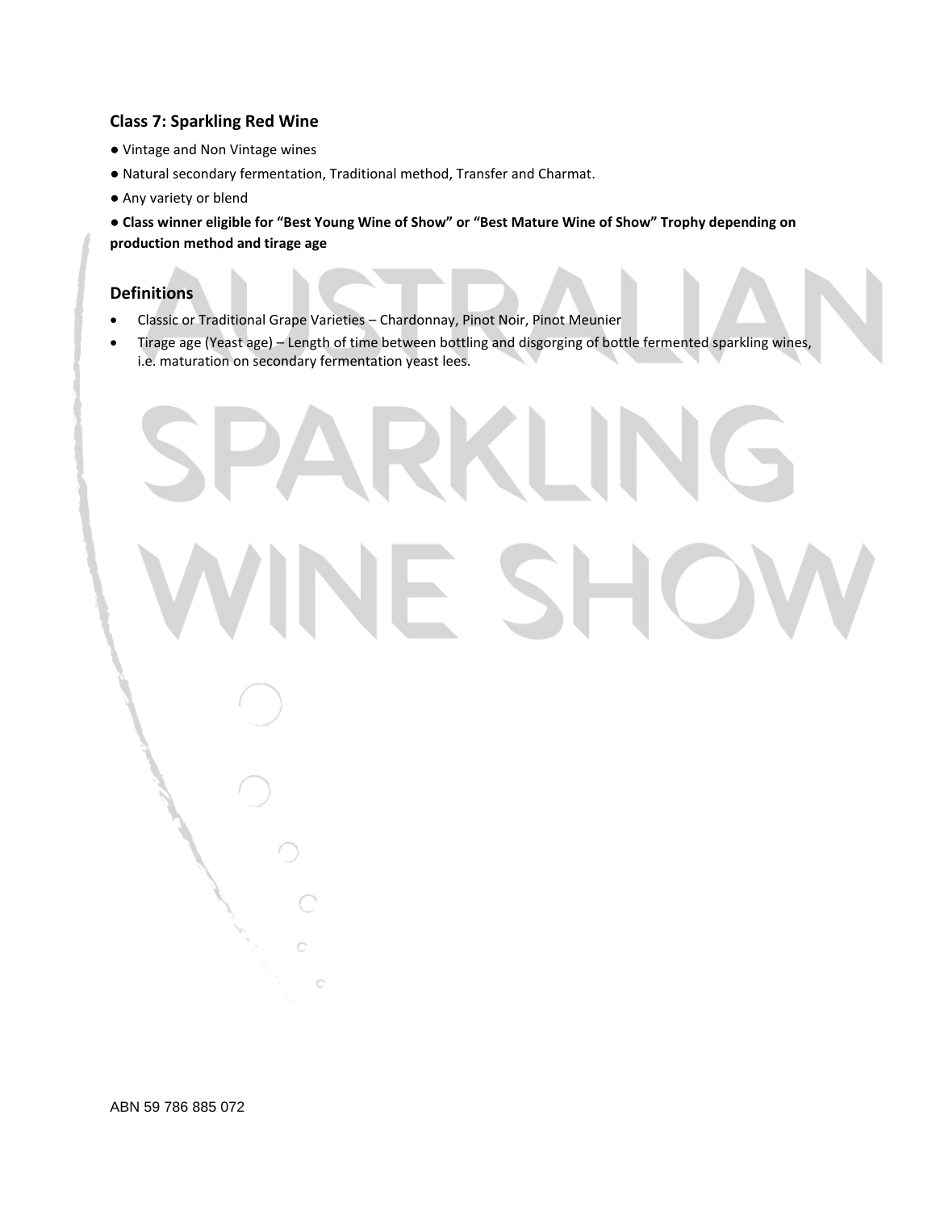## Class 7: Sparkling Red Wine

- Vintage and Non Vintage wines
- Natural secondary fermentation, Traditional method, Transfer and Charmat.
- Any variety or blend
- **Class winner eligible for “Best Young Wine of Show” or “Best Mature Wine of Show” Trophy depending on production method and tirage age**

## Definitions

- Classic or Traditional Grape Varieties – Chardonnay, Pinot Noir, Pinot Meunier
- Tirage age (Yeast age) – Length of time between bottling and disgorging of bottle fermented sparkling wines, i.e. maturation on secondary fermentation yeast lees.

ABN 59 786 885 072